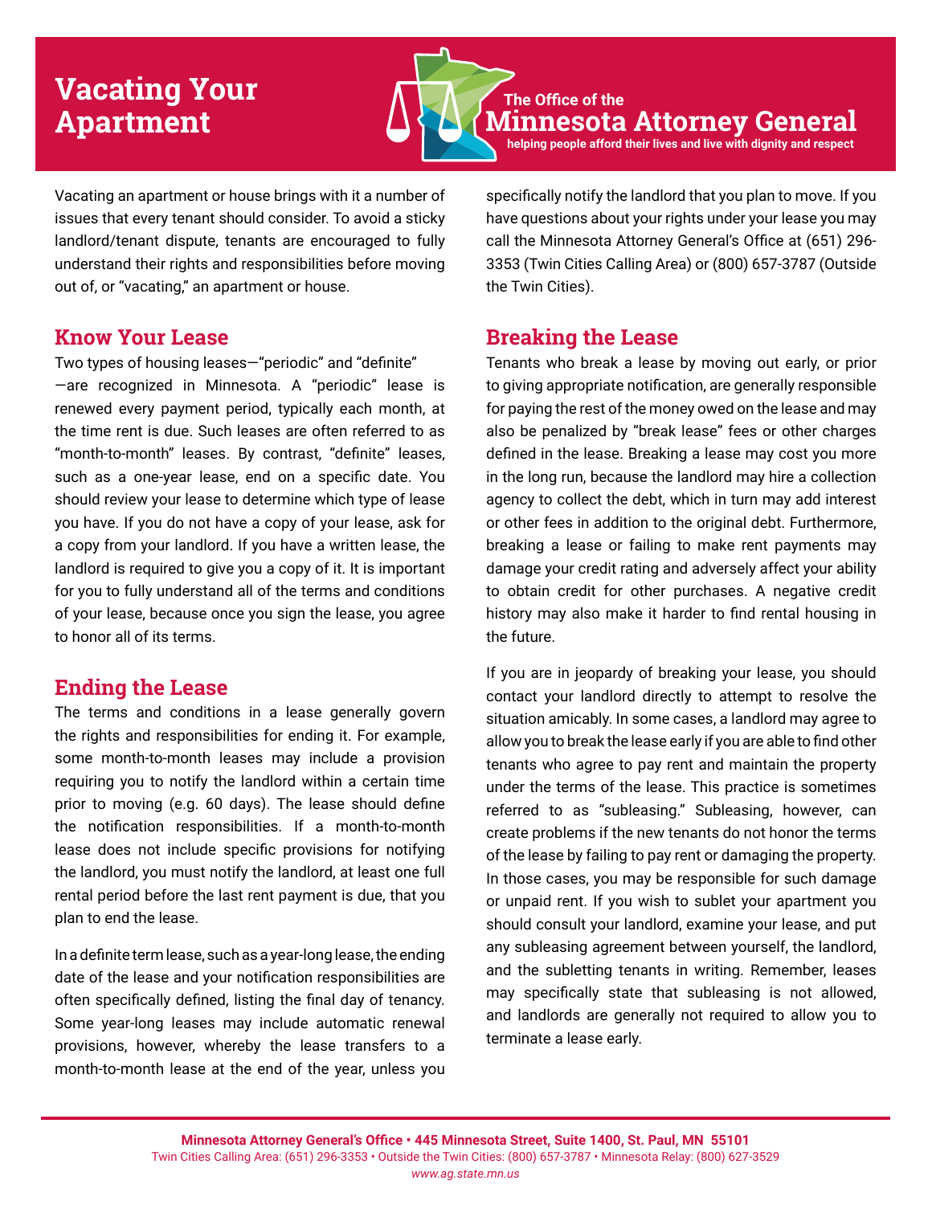# Vacating Your Apartment

The Office of the
**Minnesota Attorney General**
helping people afford their lives and live with dignity and respect

Vacating an apartment or house brings with it a number of issues that every tenant should consider. To avoid a sticky landlord/tenant dispute, tenants are encouraged to fully understand their rights and responsibilities before moving out of, or "vacating," an apartment or house.

## Know Your Lease

Two types of housing leases—"periodic" and "definite" —are recognized in Minnesota. A "periodic" lease is renewed every payment period, typically each month, at the time rent is due. Such leases are often referred to as "month-to-month" leases. By contrast, "definite" leases, such as a one-year lease, end on a specific date. You should review your lease to determine which type of lease you have. If you do not have a copy of your lease, ask for a copy from your landlord. If you have a written lease, the landlord is required to give you a copy of it. It is important for you to fully understand all of the terms and conditions of your lease, because once you sign the lease, you agree to honor all of its terms.

## Ending the Lease

The terms and conditions in a lease generally govern the rights and responsibilities for ending it. For example, some month-to-month leases may include a provision requiring you to notify the landlord within a certain time prior to moving (e.g. 60 days). The lease should define the notification responsibilities. If a month-to-month lease does not include specific provisions for notifying the landlord, you must notify the landlord, at least one full rental period before the last rent payment is due, that you plan to end the lease.

In a definite term lease, such as a year-long lease, the ending date of the lease and your notification responsibilities are often specifically defined, listing the final day of tenancy. Some year-long leases may include automatic renewal provisions, however, whereby the lease transfers to a month-to-month lease at the end of the year, unless you specifically notify the landlord that you plan to move. If you have questions about your rights under your lease you may call the Minnesota Attorney General's Office at (651) 296-3353 (Twin Cities Calling Area) or (800) 657-3787 (Outside the Twin Cities).

## Breaking the Lease

Tenants who break a lease by moving out early, or prior to giving appropriate notification, are generally responsible for paying the rest of the money owed on the lease and may also be penalized by "break lease" fees or other charges defined in the lease. Breaking a lease may cost you more in the long run, because the landlord may hire a collection agency to collect the debt, which in turn may add interest or other fees in addition to the original debt. Furthermore, breaking a lease or failing to make rent payments may damage your credit rating and adversely affect your ability to obtain credit for other purchases. A negative credit history may also make it harder to find rental housing in the future.

If you are in jeopardy of breaking your lease, you should contact your landlord directly to attempt to resolve the situation amicably. In some cases, a landlord may agree to allow you to break the lease early if you are able to find other tenants who agree to pay rent and maintain the property under the terms of the lease. This practice is sometimes referred to as "subleasing." Subleasing, however, can create problems if the new tenants do not honor the terms of the lease by failing to pay rent or damaging the property. In those cases, you may be responsible for such damage or unpaid rent. If you wish to sublet your apartment you should consult your landlord, examine your lease, and put any subleasing agreement between yourself, the landlord, and the subletting tenants in writing. Remember, leases may specifically state that subleasing is not allowed, and landlords are generally not required to allow you to terminate a lease early.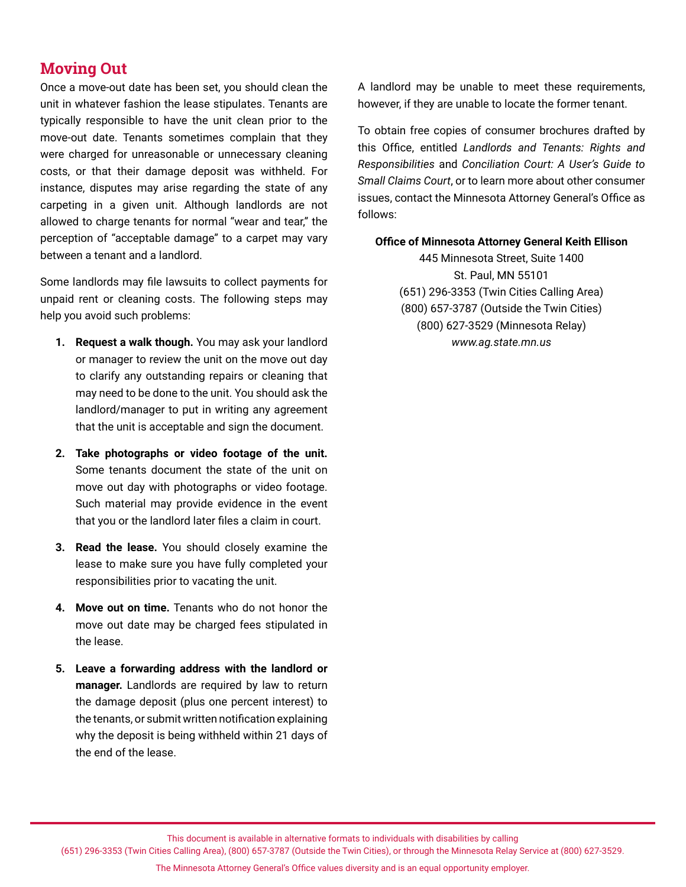## Moving Out

Once a move-out date has been set, you should clean the unit in whatever fashion the lease stipulates. Tenants are typically responsible to have the unit clean prior to the move-out date. Tenants sometimes complain that they were charged for unreasonable or unnecessary cleaning costs, or that their damage deposit was withheld. For instance, disputes may arise regarding the state of any carpeting in a given unit. Although landlords are not allowed to charge tenants for normal "wear and tear," the perception of "acceptable damage" to a carpet may vary between a tenant and a landlord.

Some landlords may file lawsuits to collect payments for unpaid rent or cleaning costs. The following steps may help you avoid such problems:

1. **Request a walk though.** You may ask your landlord or manager to review the unit on the move out day to clarify any outstanding repairs or cleaning that may need to be done to the unit. You should ask the landlord/manager to put in writing any agreement that the unit is acceptable and sign the document.
2. **Take photographs or video footage of the unit.** Some tenants document the state of the unit on move out day with photographs or video footage. Such material may provide evidence in the event that you or the landlord later files a claim in court.
3. **Read the lease.** You should closely examine the lease to make sure you have fully completed your responsibilities prior to vacating the unit.
4. **Move out on time.** Tenants who do not honor the move out date may be charged fees stipulated in the lease.
5. **Leave a forwarding address with the landlord or manager.** Landlords are required by law to return the damage deposit (plus one percent interest) to the tenants, or submit written notification explaining why the deposit is being withheld within 21 days of the end of the lease.

A landlord may be unable to meet these requirements, however, if they are unable to locate the former tenant.

To obtain free copies of consumer brochures drafted by this Office, entitled *Landlords and Tenants: Rights and Responsibilities* and *Conciliation Court: A User's Guide to Small Claims Court*, or to learn more about other consumer issues, contact the Minnesota Attorney General's Office as follows:

**Office of Minnesota Attorney General Keith Ellison**
445 Minnesota Street, Suite 1400
St. Paul, MN 55101
(651) 296-3353 (Twin Cities Calling Area)
(800) 657-3787 (Outside the Twin Cities)
(800) 627-3529 (Minnesota Relay)
*www.ag.state.mn.us*

This document is available in alternative formats to individuals with disabilities by calling (651) 296-3353 (Twin Cities Calling Area), (800) 657-3787 (Outside the Twin Cities), or through the Minnesota Relay Service at (800) 627-3529.

The Minnesota Attorney General's Office values diversity and is an equal opportunity employer.